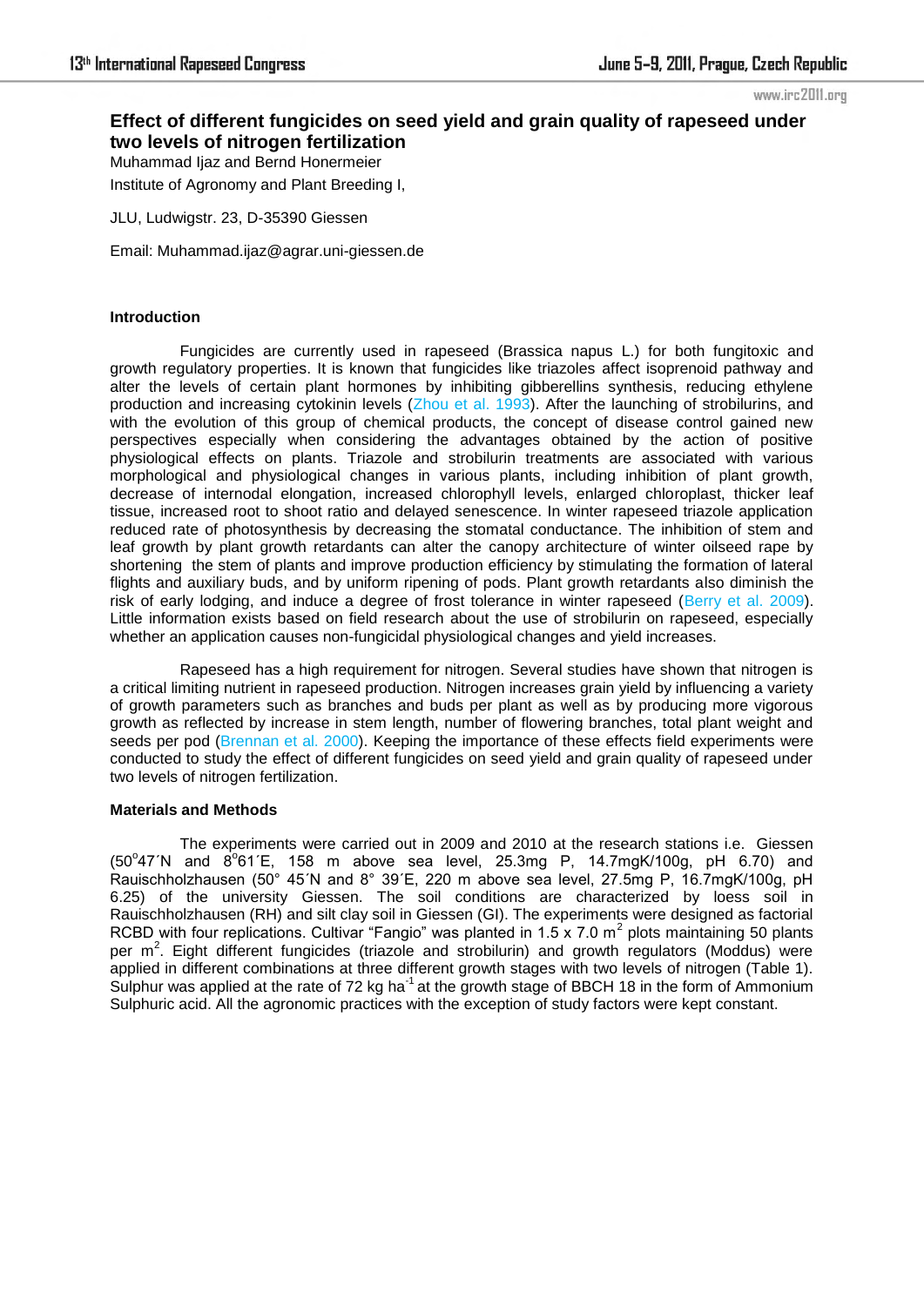# Effect of different fungicides on seed yield and grain quality of rapeseed under two levels of nitrogen fertilization

Muhammad Ijaz and Bernd Honermeier

Institute of Agronomy and Plant Breeding I,

JLU, Ludwigstr. 23, D-35390 Giessen

Email: Muhammad.ijaz@agrar.uni-giessen.de

### Introduction

Fungicides are currently used in rapeseed (Brassica napus L.) for both fungitoxic and growth regulatory properties. It is known that fungicides like triazoles affect isoprenoid pathway and alter the levels of certain plant hormones by inhibiting gibberellins synthesis, reducing ethylene production and increasing cytokinin levels (Zhou et al. 1993). After the launching of strobilurins, and with the evolution of this group of chemical products, the concept of disease control gained new perspectives especially when considering the advantages obtained by the action of positive physiological effects on plants. Triazole and strobilurin treatments are associated with various morphological and physiological changes in various plants, including inhibition of plant growth, decrease of internodal elongation, increased chlorophyll levels, enlarged chloroplast, thicker leaf tissue, increased root to shoot ratio and delayed senescence. In winter rapeseed triazole application reduced rate of photosynthesis by decreasing the stomatal conductance. The inhibition of stem and leaf growth by plant growth retardants can alter the canopy architecture of winter oilseed rape by shortening the stem of plants and improve production efficiency by stimulating the formation of lateral flights and auxiliary buds, and by uniform ripening of pods. Plant growth retardants also diminish the risk of early lodging, and induce a degree of frost tolerance in winter rapeseed (Berry et al. 2009). Little information exists based on field research about the use of strobilurin on rapeseed, especially whether an application causes non-fungicidal physiological changes and yield increases.

Rapeseed has a high requirement for nitrogen. Several studies have shown that nitrogen is a critical limiting nutrient in rapeseed production. Nitrogen increases grain yield by influencing a variety of growth parameters such as branches and buds per plant as well as by producing more vigorous growth as reflected by increase in stem length, number of flowering branches, total plant weight and seeds per pod (Brennan et al. 2000). Keeping the importance of these effects field experiments were conducted to study the effect of different fungicides on seed yield and grain quality of rapeseed under two levels of nitrogen fertilization.

### Materials and Methods

The experiments were carried out in 2009 and 2010 at the research stations i.e. Giessen (50°47´N and 8°61´E, 158 m above sea level, 25.3mg P, 14.7mgK/100g, pH 6.70) and Rauischholzhausen (50° 45´N and 8° 39´E, 220 m above sea level, 27.5mg P, 16.7mgK/100g, pH 6.25) of the university Giessen. The soil conditions are characterized by loess soil in Rauischholzhausen (RH) and silt clay soil in Giessen (GI). The experiments were designed as factorial RCBD with four replications. Cultivar "Fangio" was planted in 1.5 x 7.0 $m^2$ plots maintaining 50 plants per $m^2$. Eight different fungicides (triazole and strobilurin) and growth regulators (Moddus) were applied in different combinations at three different growth stages with two levels of nitrogen (Table 1). Sulphur was applied at the rate of 72 kg $ha^{-1}$ at the growth stage of BBCH 18 in the form of Ammonium Sulphuric acid. All the agronomic practices with the exception of study factors were kept constant.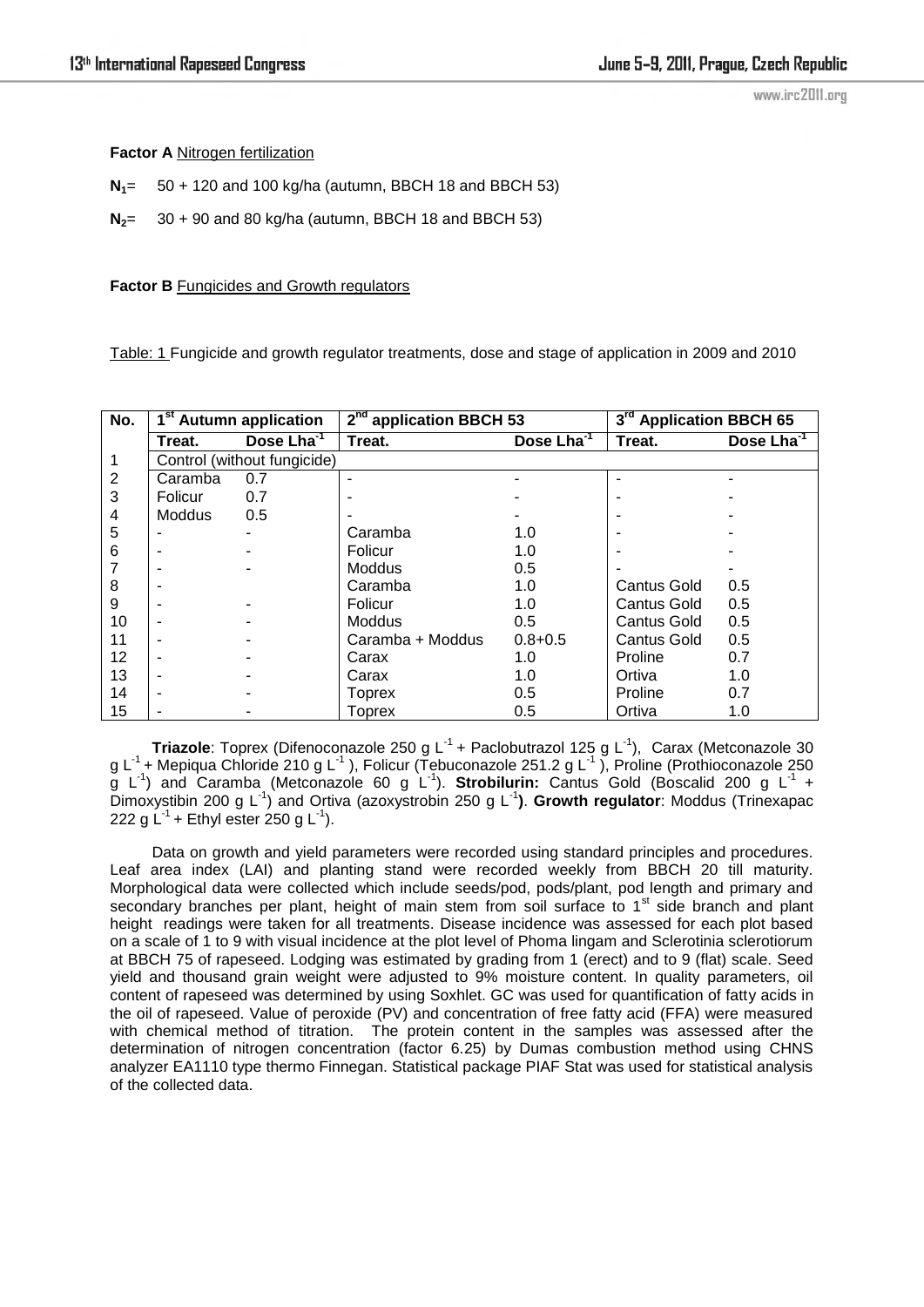**Factor A** Nitrogen fertilization

$N_1$= 50 + 120 and 100 kg/ha (autumn, BBCH 18 and BBCH 53)

$N_2$= 30 + 90 and 80 kg/ha (autumn, BBCH 18 and BBCH 53)

**Factor B** Fungicides and Growth regulators

Table: 1 Fungicide and growth regulator treatments, dose and stage of application in 2009 and 2010

| No. | 1st Autumn application | | 2nd application BBCH 53 | | 3rd Application BBCH 65 | |
|---|---|---|---|---|---|---|
| | Treat. | Dose $Lha^{-1}$ | Treat. | Dose $Lha^{-1}$ | Treat. | Dose $Lha^{-1}$ |
| 1 | Control (without fungicide) | | | | | |
| 2 | Caramba | 0.7 | - | - | - | - |
| 3 | Folicur | 0.7 | - | - | - | - |
| 4 | Moddus | 0.5 | - | - | - | - |
| 5 | - | - | Caramba | 1.0 | - | - |
| 6 | - | - | Folicur | 1.0 | - | - |
| 7 | - | - | Moddus | 0.5 | - | - |
| 8 | - | | Caramba | 1.0 | Cantus Gold | 0.5 |
| 9 | - | - | Folicur | 1.0 | Cantus Gold | 0.5 |
| 10 | - | - | Moddus | 0.5 | Cantus Gold | 0.5 |
| 11 | - | - | Caramba + Moddus | 0.8+0.5 | Cantus Gold | 0.5 |
| 12 | - | - | Carax | 1.0 | Proline | 0.7 |
| 13 | - | - | Carax | 1.0 | Ortiva | 1.0 |
| 14 | - | - | Toprex | 0.5 | Proline | 0.7 |
| 15 | - | - | Toprex | 0.5 | Ortiva | 1.0 |

**Triazole**: Toprex (Difenoconazole 250 g $L^{-1}$ + Paclobutrazol 125 g $L^{-1}$), Carax (Metconazole 30 g $L^{-1}$ + Mepiqua Chloride 210 g $L^{-1}$ ), Folicur (Tebuconazole 251.2 g $L^{-1}$ ), Proline (Prothioconazole 250 g $L^{-1}$) and Caramba (Metconazole 60 g $L^{-1}$). **Strobilurin:** Cantus Gold (Boscalid 200 g $L^{-1}$ + Dimoxystibin 200 g $L^{-1}$) and Ortiva (azoxystrobin 250 g $L^{-1}$**)**. **Growth regulator**: Moddus (Trinexapac 222 g $L^{-1}$ + Ethyl ester 250 g $L^{-1}$).

Data on growth and yield parameters were recorded using standard principles and procedures. Leaf area index (LAI) and planting stand were recorded weekly from BBCH 20 till maturity. Morphological data were collected which include seeds/pod, pods/plant, pod length and primary and secondary branches per plant, height of main stem from soil surface to 1st side branch and plant height readings were taken for all treatments. Disease incidence was assessed for each plot based on a scale of 1 to 9 with visual incidence at the plot level of Phoma lingam and Sclerotinia sclerotiorum at BBCH 75 of rapeseed. Lodging was estimated by grading from 1 (erect) and to 9 (flat) scale. Seed yield and thousand grain weight were adjusted to 9% moisture content. In quality parameters, oil content of rapeseed was determined by using Soxhlet. GC was used for quantification of fatty acids in the oil of rapeseed. Value of peroxide (PV) and concentration of free fatty acid (FFA) were measured with chemical method of titration. The protein content in the samples was assessed after the determination of nitrogen concentration (factor 6.25) by Dumas combustion method using CHNS analyzer EA1110 type thermo Finnegan. Statistical package PIAF Stat was used for statistical analysis of the collected data.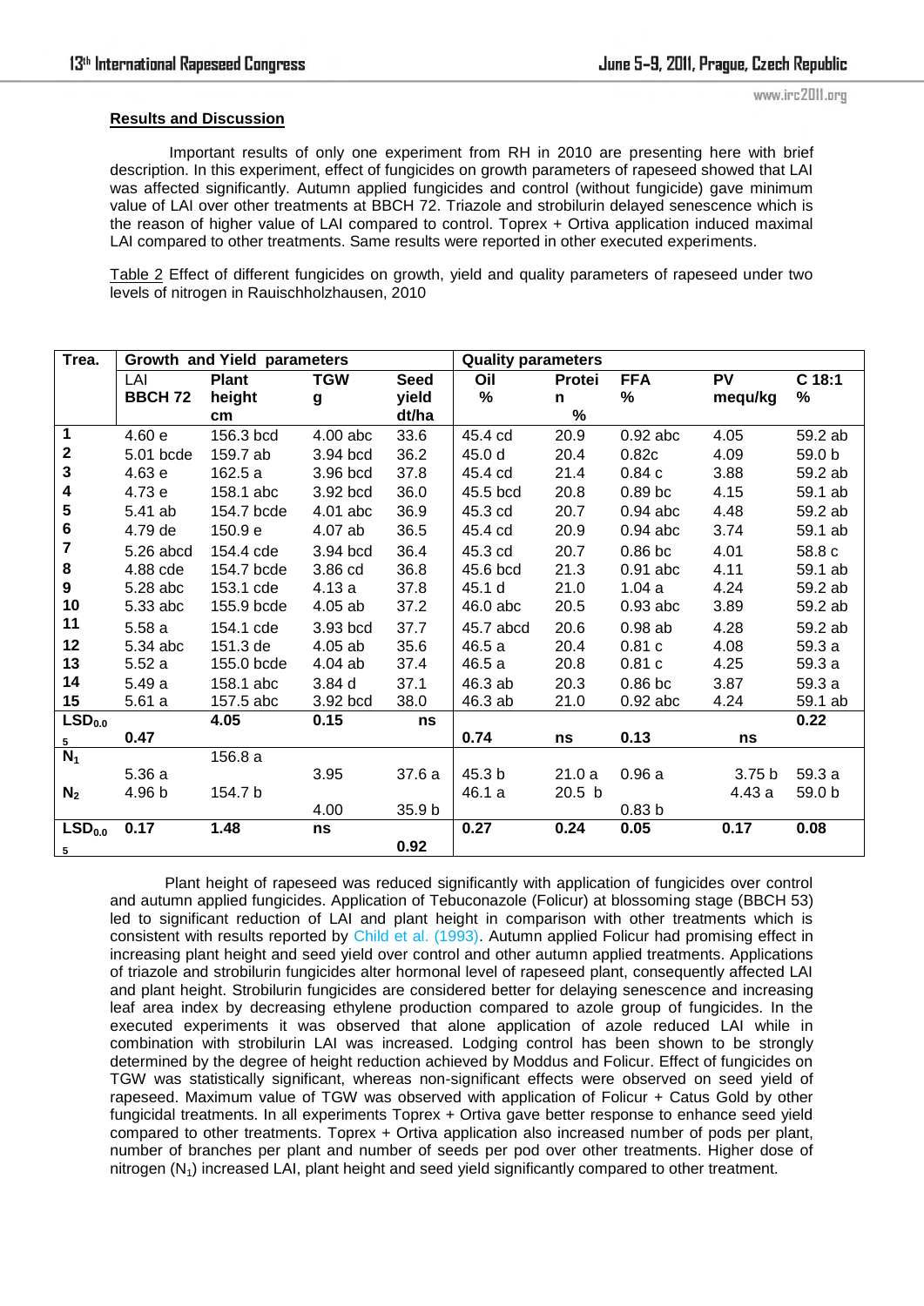## Results and Discussion

Important results of only one experiment from RH in 2010 are presenting here with brief description. In this experiment, effect of fungicides on growth parameters of rapeseed showed that LAI was affected significantly. Autumn applied fungicides and control (without fungicide) gave minimum value of LAI over other treatments at BBCH 72. Triazole and strobilurin delayed senescence which is the reason of higher value of LAI compared to control. Toprex + Ortiva application induced maximal LAI compared to other treatments. Same results were reported in other executed experiments.

Table 2 Effect of different fungicides on growth, yield and quality parameters of rapeseed under two levels of nitrogen in Rauischholzhausen, 2010

| Trea. | Growth and Yield parameters | | | | Quality parameters | | | | |
|---|---|---|---|---|---|---|---|---|---|
| | LAI BBCH 72 | Plant height cm | TGW g | Seed yield dt/ha | Oil % | Protein % | FFA % | PV mequ/kg | C 18:1 % |
| 1 | 4.60 e | 156.3 bcd | 4.00 abc | 33.6 | 45.4 cd | 20.9 | 0.92 abc | 4.05 | 59.2 ab |
| 2 | 5.01 bcde | 159.7 ab | 3.94 bcd | 36.2 | 45.0 d | 20.4 | 0.82c | 4.09 | 59.0 b |
| 3 | 4.63 e | 162.5 a | 3.96 bcd | 37.8 | 45.4 cd | 21.4 | 0.84 c | 3.88 | 59.2 ab |
| 4 | 4.73 e | 158.1 abc | 3.92 bcd | 36.0 | 45.5 bcd | 20.8 | 0.89 bc | 4.15 | 59.1 ab |
| 5 | 5.41 ab | 154.7 bcde | 4.01 abc | 36.9 | 45.3 cd | 20.7 | 0.94 abc | 4.48 | 59.2 ab |
| 6 | 4.79 de | 150.9 e | 4.07 ab | 36.5 | 45.4 cd | 20.9 | 0.94 abc | 3.74 | 59.1 ab |
| 7 | 5.26 abcd | 154.4 cde | 3.94 bcd | 36.4 | 45.3 cd | 20.7 | 0.86 bc | 4.01 | 58.8 c |
| 8 | 4.88 cde | 154.7 bcde | 3.86 cd | 36.8 | 45.6 bcd | 21.3 | 0.91 abc | 4.11 | 59.1 ab |
| 9 | 5.28 abc | 153.1 cde | 4.13 a | 37.8 | 45.1 d | 21.0 | 1.04 a | 4.24 | 59.2 ab |
| 10 | 5.33 abc | 155.9 bcde | 4.05 ab | 37.2 | 46.0 abc | 20.5 | 0.93 abc | 3.89 | 59.2 ab |
| 11 | 5.58 a | 154.1 cde | 3.93 bcd | 37.7 | 45.7 abcd | 20.6 | 0.98 ab | 4.28 | 59.2 ab |
| 12 | 5.34 abc | 151.3 de | 4.05 ab | 35.6 | 46.5 a | 20.4 | 0.81 c | 4.08 | 59.3 a |
| 13 | 5.52 a | 155.0 bcde | 4.04 ab | 37.4 | 46.5 a | 20.8 | 0.81 c | 4.25 | 59.3 a |
| 14 | 5.49 a | 158.1 abc | 3.84 d | 37.1 | 46.3 ab | 20.3 | 0.86 bc | 3.87 | 59.3 a |
| 15 | 5.61 a | 157.5 abc | 3.92 bcd | 38.0 | 46.3 ab | 21.0 | 0.92 abc | 4.24 | 59.1 ab |
| $LSD_{0.05}$ | 0.47 | 4.05 | 0.15 | ns | 0.74 | ns | 0.13 | ns | 0.22 |
| $N_1$ | 5.36 a | 156.8 a | 3.95 | 37.6 a | 45.3 b | 21.0 a | 0.96 a | 3.75 b | 59.3 a |
| $N_2$ | 4.96 b | 154.7 b | 4.00 | 35.9 b | 46.1 a | 20.5 b | 0.83 b | 4.43 a | 59.0 b |
| $LSD_{0.05}$ | 0.17 | 1.48 | ns | 0.92 | 0.27 | 0.24 | 0.05 | 0.17 | 0.08 |

Plant height of rapeseed was reduced significantly with application of fungicides over control and autumn applied fungicides. Application of Tebuconazole (Folicur) at blossoming stage (BBCH 53) led to significant reduction of LAI and plant height in comparison with other treatments which is consistent with results reported by Child et al. (1993). Autumn applied Folicur had promising effect in increasing plant height and seed yield over control and other autumn applied treatments. Applications of triazole and strobilurin fungicides alter hormonal level of rapeseed plant, consequently affected LAI and plant height. Strobilurin fungicides are considered better for delaying senescence and increasing leaf area index by decreasing ethylene production compared to azole group of fungicides. In the executed experiments it was observed that alone application of azole reduced LAI while in combination with strobilurin LAI was increased. Lodging control has been shown to be strongly determined by the degree of height reduction achieved by Moddus and Folicur. Effect of fungicides on TGW was statistically significant, whereas non-significant effects were observed on seed yield of rapeseed. Maximum value of TGW was observed with application of Folicur + Catus Gold by other fungicidal treatments. In all experiments Toprex + Ortiva gave better response to enhance seed yield compared to other treatments. Toprex + Ortiva application also increased number of pods per plant, number of branches per plant and number of seeds per pod over other treatments. Higher dose of nitrogen ($N_1$) increased LAI, plant height and seed yield significantly compared to other treatment.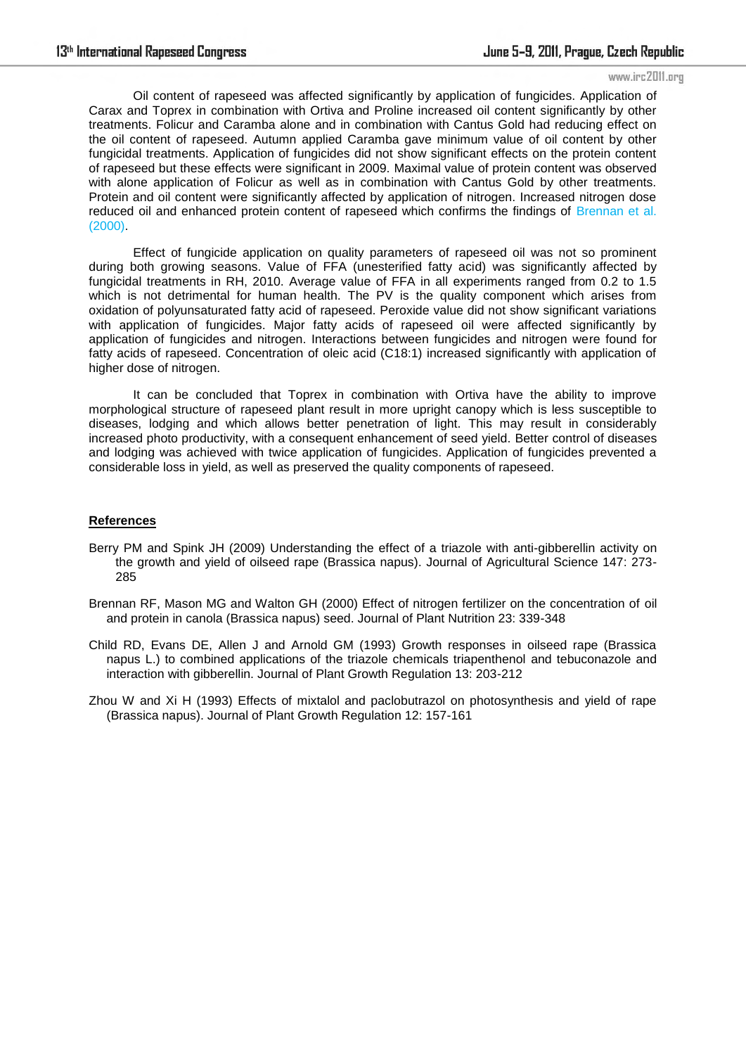Oil content of rapeseed was affected significantly by application of fungicides. Application of Carax and Toprex in combination with Ortiva and Proline increased oil content significantly by other treatments. Folicur and Caramba alone and in combination with Cantus Gold had reducing effect on the oil content of rapeseed. Autumn applied Caramba gave minimum value of oil content by other fungicidal treatments. Application of fungicides did not show significant effects on the protein content of rapeseed but these effects were significant in 2009. Maximal value of protein content was observed with alone application of Folicur as well as in combination with Cantus Gold by other treatments. Protein and oil content were significantly affected by application of nitrogen. Increased nitrogen dose reduced oil and enhanced protein content of rapeseed which confirms the findings of Brennan et al. (2000).

Effect of fungicide application on quality parameters of rapeseed oil was not so prominent during both growing seasons. Value of FFA (unesterified fatty acid) was significantly affected by fungicidal treatments in RH, 2010. Average value of FFA in all experiments ranged from 0.2 to 1.5 which is not detrimental for human health. The PV is the quality component which arises from oxidation of polyunsaturated fatty acid of rapeseed. Peroxide value did not show significant variations with application of fungicides. Major fatty acids of rapeseed oil were affected significantly by application of fungicides and nitrogen. Interactions between fungicides and nitrogen were found for fatty acids of rapeseed. Concentration of oleic acid (C18:1) increased significantly with application of higher dose of nitrogen.

It can be concluded that Toprex in combination with Ortiva have the ability to improve morphological structure of rapeseed plant result in more upright canopy which is less susceptible to diseases, lodging and which allows better penetration of light. This may result in considerably increased photo productivity, with a consequent enhancement of seed yield. Better control of diseases and lodging was achieved with twice application of fungicides. Application of fungicides prevented a considerable loss in yield, as well as preserved the quality components of rapeseed.

## References

Berry PM and Spink JH (2009) Understanding the effect of a triazole with anti-gibberellin activity on the growth and yield of oilseed rape (Brassica napus). Journal of Agricultural Science 147: 273-285

Brennan RF, Mason MG and Walton GH (2000) Effect of nitrogen fertilizer on the concentration of oil and protein in canola (Brassica napus) seed. Journal of Plant Nutrition 23: 339-348

Child RD, Evans DE, Allen J and Arnold GM (1993) Growth responses in oilseed rape (Brassica napus L.) to combined applications of the triazole chemicals triapenthenol and tebuconazole and interaction with gibberellin. Journal of Plant Growth Regulation 13: 203-212

Zhou W and Xi H (1993) Effects of mixtalol and paclobutrazol on photosynthesis and yield of rape (Brassica napus). Journal of Plant Growth Regulation 12: 157-161